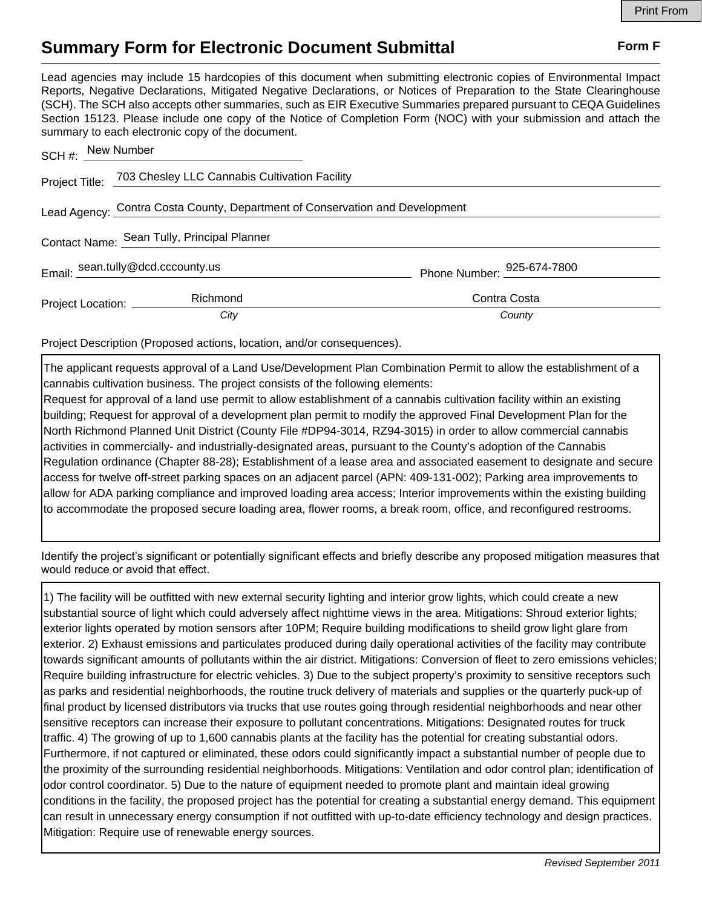# Summary Form for Electronic Document Submittal

**Form F**

Lead agencies may include 15 hardcopies of this document when submitting electronic copies of Environmental Impact Reports, Negative Declarations, Mitigated Negative Declarations, or Notices of Preparation to the State Clearinghouse (SCH). The SCH also accepts other summaries, such as EIR Executive Summaries prepared pursuant to CEQA Guidelines Section 15123. Please include one copy of the Notice of Completion Form (NOC) with your submission and attach the summary to each electronic copy of the document.

SCH #: New Number

Project Title: 703 Chesley LLC Cannabis Cultivation Facility

Lead Agency: Contra Costa County, Department of Conservation and Development

Contact Name: Sean Tully, Principal Planner

Email: sean.tully@dcd.cccounty.us Phone Number: 925-674-7800

Project Location: Richmond (*City*) Contra Costa (*County*)

Project Description (Proposed actions, location, and/or consequences).

The applicant requests approval of a Land Use/Development Plan Combination Permit to allow the establishment of a cannabis cultivation business. The project consists of the following elements:
Request for approval of a land use permit to allow establishment of a cannabis cultivation facility within an existing building; Request for approval of a development plan permit to modify the approved Final Development Plan for the North Richmond Planned Unit District (County File #DP94-3014, RZ94-3015) in order to allow commercial cannabis activities in commercially- and industrially-designated areas, pursuant to the County's adoption of the Cannabis Regulation ordinance (Chapter 88-28); Establishment of a lease area and associated easement to designate and secure access for twelve off-street parking spaces on an adjacent parcel (APN: 409-131-002); Parking area improvements to allow for ADA parking compliance and improved loading area access; Interior improvements within the existing building to accommodate the proposed secure loading area, flower rooms, a break room, office, and reconfigured restrooms.

Identify the project's significant or potentially significant effects and briefly describe any proposed mitigation measures that would reduce or avoid that effect.

1) The facility will be outfitted with new external security lighting and interior grow lights, which could create a new substantial source of light which could adversely affect nighttime views in the area. Mitigations: Shroud exterior lights; exterior lights operated by motion sensors after 10PM; Require building modifications to sheild grow light glare from exterior. 2) Exhaust emissions and particulates produced during daily operational activities of the facility may contribute towards significant amounts of pollutants within the air district. Mitigations: Conversion of fleet to zero emissions vehicles; Require building infrastructure for electric vehicles. 3) Due to the subject property's proximity to sensitive receptors such as parks and residential neighborhoods, the routine truck delivery of materials and supplies or the quarterly puck-up of final product by licensed distributors via trucks that use routes going through residential neighborhoods and near other sensitive receptors can increase their exposure to pollutant concentrations. Mitigations: Designated routes for truck traffic. 4) The growing of up to 1,600 cannabis plants at the facility has the potential for creating substantial odors. Furthermore, if not captured or eliminated, these odors could significantly impact a substantial number of people due to the proximity of the surrounding residential neighborhoods. Mitigations: Ventilation and odor control plan; identification of odor control coordinator. 5) Due to the nature of equipment needed to promote plant and maintain ideal growing conditions in the facility, the proposed project has the potential for creating a substantial energy demand. This equipment can result in unnecessary energy consumption if not outfitted with up-to-date efficiency technology and design practices. Mitigation: Require use of renewable energy sources.

*Revised September 2011*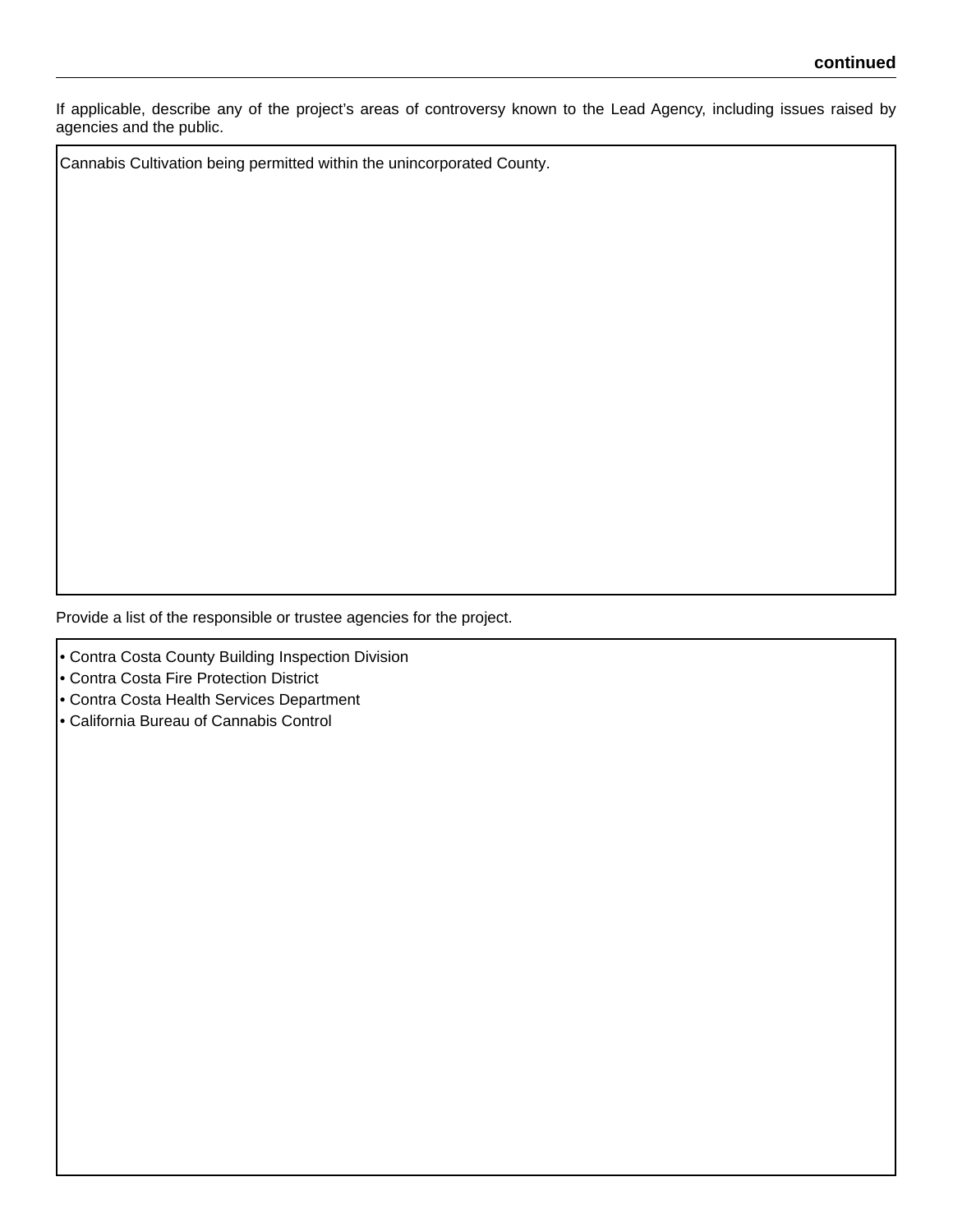If applicable, describe any of the project's areas of controversy known to the Lead Agency, including issues raised by agencies and the public.

Cannabis Cultivation being permitted within the unincorporated County.

Provide a list of the responsible or trustee agencies for the project.

- Contra Costa County Building Inspection Division
- Contra Costa Fire Protection District
- Contra Costa Health Services Department
- California Bureau of Cannabis Control